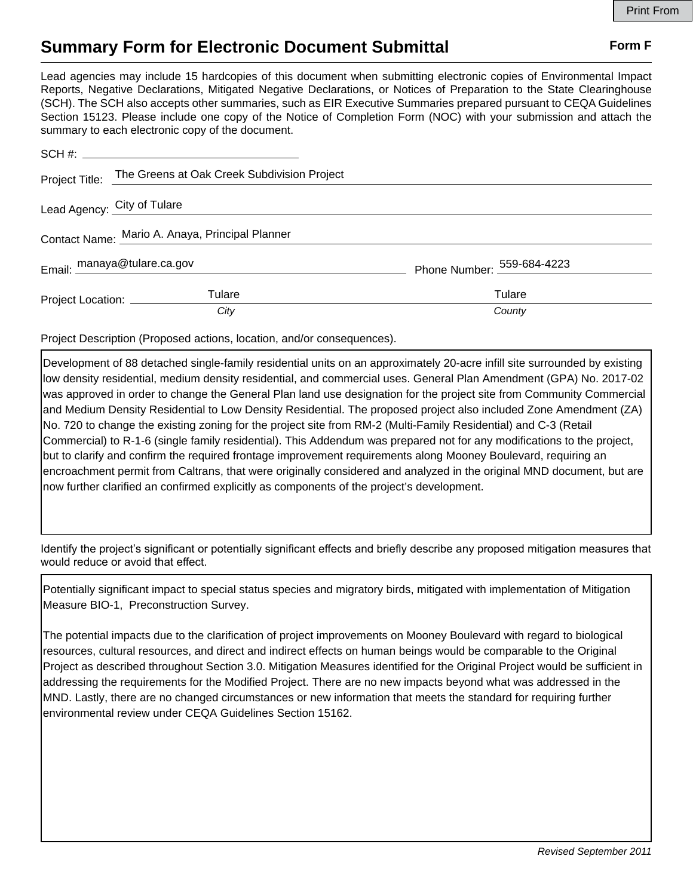# Summary Form for Electronic Document Submittal

**Form F**

Lead agencies may include 15 hardcopies of this document when submitting electronic copies of Environmental Impact Reports, Negative Declarations, Mitigated Negative Declarations, or Notices of Preparation to the State Clearinghouse (SCH). The SCH also accepts other summaries, such as EIR Executive Summaries prepared pursuant to CEQA Guidelines Section 15123. Please include one copy of the Notice of Completion Form (NOC) with your submission and attach the summary to each electronic copy of the document.

SCH #: 

Project Title: The Greens at Oak Creek Subdivision Project

Lead Agency: City of Tulare

Contact Name: Mario A. Anaya, Principal Planner

Email: manaya@tulare.ca.gov      Phone Number: 559-684-4223

Project Location: Tulare (*City*)      Tulare (*County*)

Project Description (Proposed actions, location, and/or consequences).

Development of 88 detached single-family residential units on an approximately 20-acre infill site surrounded by existing low density residential, medium density residential, and commercial uses. General Plan Amendment (GPA) No. 2017-02 was approved in order to change the General Plan land use designation for the project site from Community Commercial and Medium Density Residential to Low Density Residential. The proposed project also included Zone Amendment (ZA) No. 720 to change the existing zoning for the project site from RM-2 (Multi-Family Residential) and C-3 (Retail Commercial) to R-1-6 (single family residential). This Addendum was prepared not for any modifications to the project, but to clarify and confirm the required frontage improvement requirements along Mooney Boulevard, requiring an encroachment permit from Caltrans, that were originally considered and analyzed in the original MND document, but are now further clarified an confirmed explicitly as components of the project's development.

Identify the project's significant or potentially significant effects and briefly describe any proposed mitigation measures that would reduce or avoid that effect.

Potentially significant impact to special status species and migratory birds, mitigated with implementation of Mitigation Measure BIO-1, Preconstruction Survey.

The potential impacts due to the clarification of project improvements on Mooney Boulevard with regard to biological resources, cultural resources, and direct and indirect effects on human beings would be comparable to the Original Project as described throughout Section 3.0. Mitigation Measures identified for the Original Project would be sufficient in addressing the requirements for the Modified Project. There are no new impacts beyond what was addressed in the MND. Lastly, there are no changed circumstances or new information that meets the standard for requiring further environmental review under CEQA Guidelines Section 15162.

*Revised September 2011*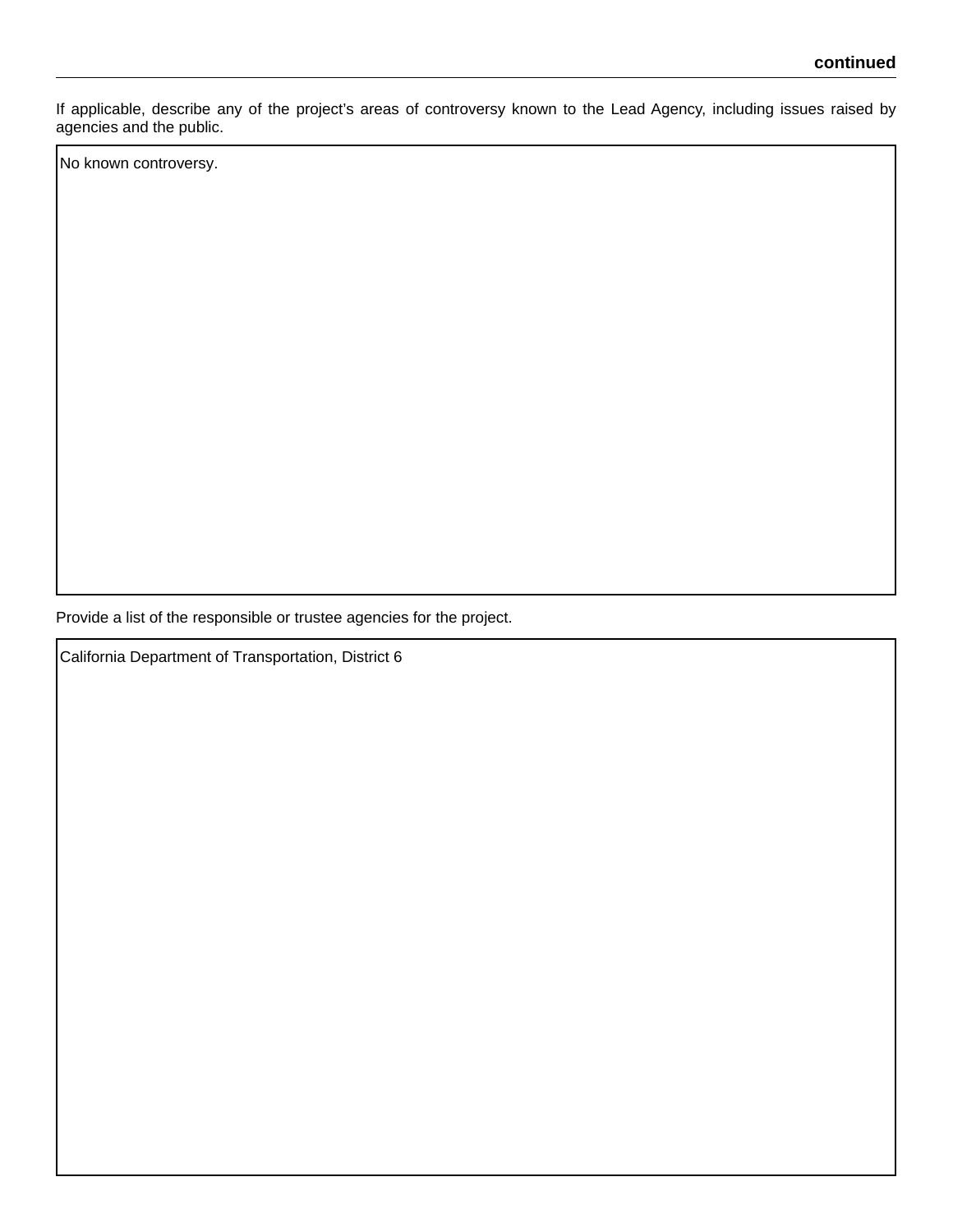**continued**

If applicable, describe any of the project's areas of controversy known to the Lead Agency, including issues raised by agencies and the public.

No known controversy.

Provide a list of the responsible or trustee agencies for the project.

California Department of Transportation, District 6